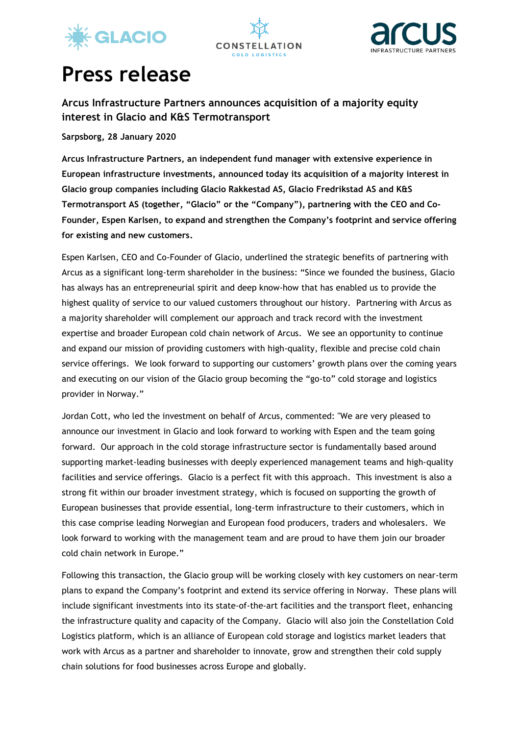# Press release

## Arcus Infrastructure Partners announces acquisition of a majority equity interest in Glacio and K&S Termotransport

**Sarpsborg, 28 January 2020**

**Arcus Infrastructure Partners, an independent fund manager with extensive experience in European infrastructure investments, announced today its acquisition of a majority interest in Glacio group companies including Glacio Rakkestad AS, Glacio Fredrikstad AS and K&S Termotransport AS (together, "Glacio" or the "Company"), partnering with the CEO and Co-Founder, Espen Karlsen, to expand and strengthen the Company's footprint and service offering for existing and new customers.**

Espen Karlsen, CEO and Co-Founder of Glacio, underlined the strategic benefits of partnering with Arcus as a significant long-term shareholder in the business: "Since we founded the business, Glacio has always has an entrepreneurial spirit and deep know-how that has enabled us to provide the highest quality of service to our valued customers throughout our history. Partnering with Arcus as a majority shareholder will complement our approach and track record with the investment expertise and broader European cold chain network of Arcus. We see an opportunity to continue and expand our mission of providing customers with high-quality, flexible and precise cold chain service offerings. We look forward to supporting our customers' growth plans over the coming years and executing on our vision of the Glacio group becoming the "go-to" cold storage and logistics provider in Norway."

Jordan Cott, who led the investment on behalf of Arcus, commented: "We are very pleased to announce our investment in Glacio and look forward to working with Espen and the team going forward. Our approach in the cold storage infrastructure sector is fundamentally based around supporting market-leading businesses with deeply experienced management teams and high-quality facilities and service offerings. Glacio is a perfect fit with this approach. This investment is also a strong fit within our broader investment strategy, which is focused on supporting the growth of European businesses that provide essential, long-term infrastructure to their customers, which in this case comprise leading Norwegian and European food producers, traders and wholesalers. We look forward to working with the management team and are proud to have them join our broader cold chain network in Europe."

Following this transaction, the Glacio group will be working closely with key customers on near-term plans to expand the Company's footprint and extend its service offering in Norway. These plans will include significant investments into its state-of-the-art facilities and the transport fleet, enhancing the infrastructure quality and capacity of the Company. Glacio will also join the Constellation Cold Logistics platform, which is an alliance of European cold storage and logistics market leaders that work with Arcus as a partner and shareholder to innovate, grow and strengthen their cold supply chain solutions for food businesses across Europe and globally.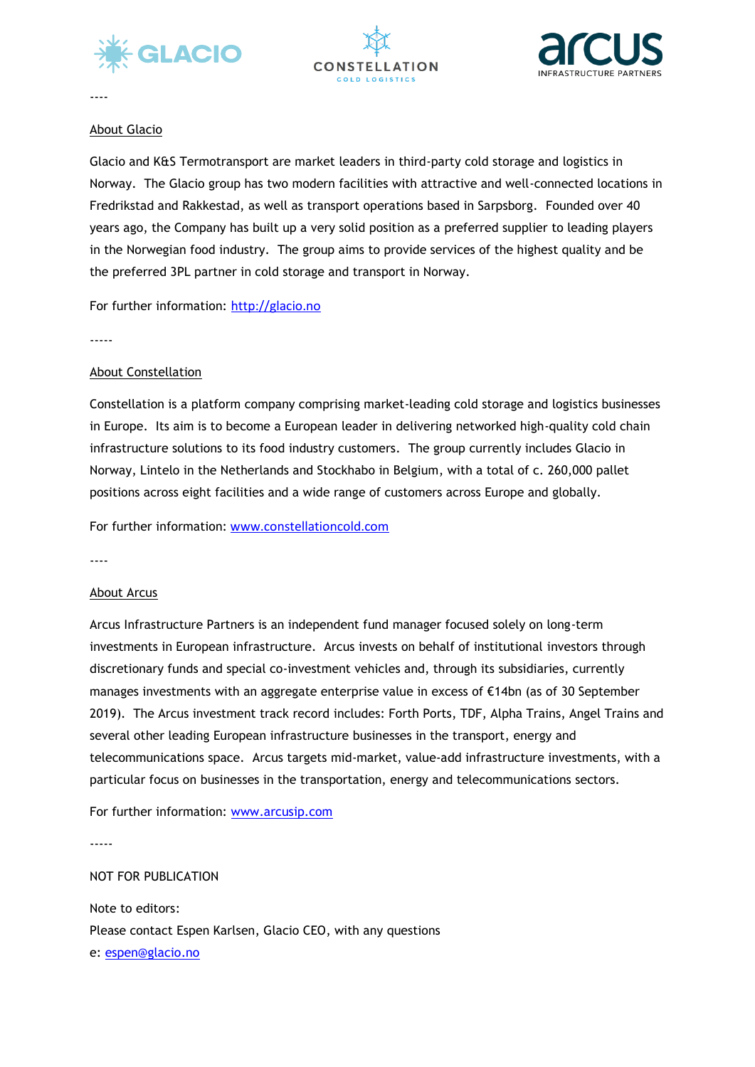----

About Glacio

Glacio and K&S Termotransport are market leaders in third-party cold storage and logistics in Norway. The Glacio group has two modern facilities with attractive and well-connected locations in Fredrikstad and Rakkestad, as well as transport operations based in Sarpsborg. Founded over 40 years ago, the Company has built up a very solid position as a preferred supplier to leading players in the Norwegian food industry. The group aims to provide services of the highest quality and be the preferred 3PL partner in cold storage and transport in Norway.

For further information: http://glacio.no

-----

About Constellation

Constellation is a platform company comprising market-leading cold storage and logistics businesses in Europe. Its aim is to become a European leader in delivering networked high-quality cold chain infrastructure solutions to its food industry customers. The group currently includes Glacio in Norway, Lintelo in the Netherlands and Stockhabo in Belgium, with a total of c. 260,000 pallet positions across eight facilities and a wide range of customers across Europe and globally.

For further information: www.constellationcold.com

----

About Arcus

Arcus Infrastructure Partners is an independent fund manager focused solely on long-term investments in European infrastructure. Arcus invests on behalf of institutional investors through discretionary funds and special co-investment vehicles and, through its subsidiaries, currently manages investments with an aggregate enterprise value in excess of €14bn (as of 30 September 2019). The Arcus investment track record includes: Forth Ports, TDF, Alpha Trains, Angel Trains and several other leading European infrastructure businesses in the transport, energy and telecommunications space. Arcus targets mid-market, value-add infrastructure investments, with a particular focus on businesses in the transportation, energy and telecommunications sectors.

For further information: www.arcusip.com

-----

NOT FOR PUBLICATION

Note to editors:
Please contact Espen Karlsen, Glacio CEO, with any questions
e: espen@glacio.no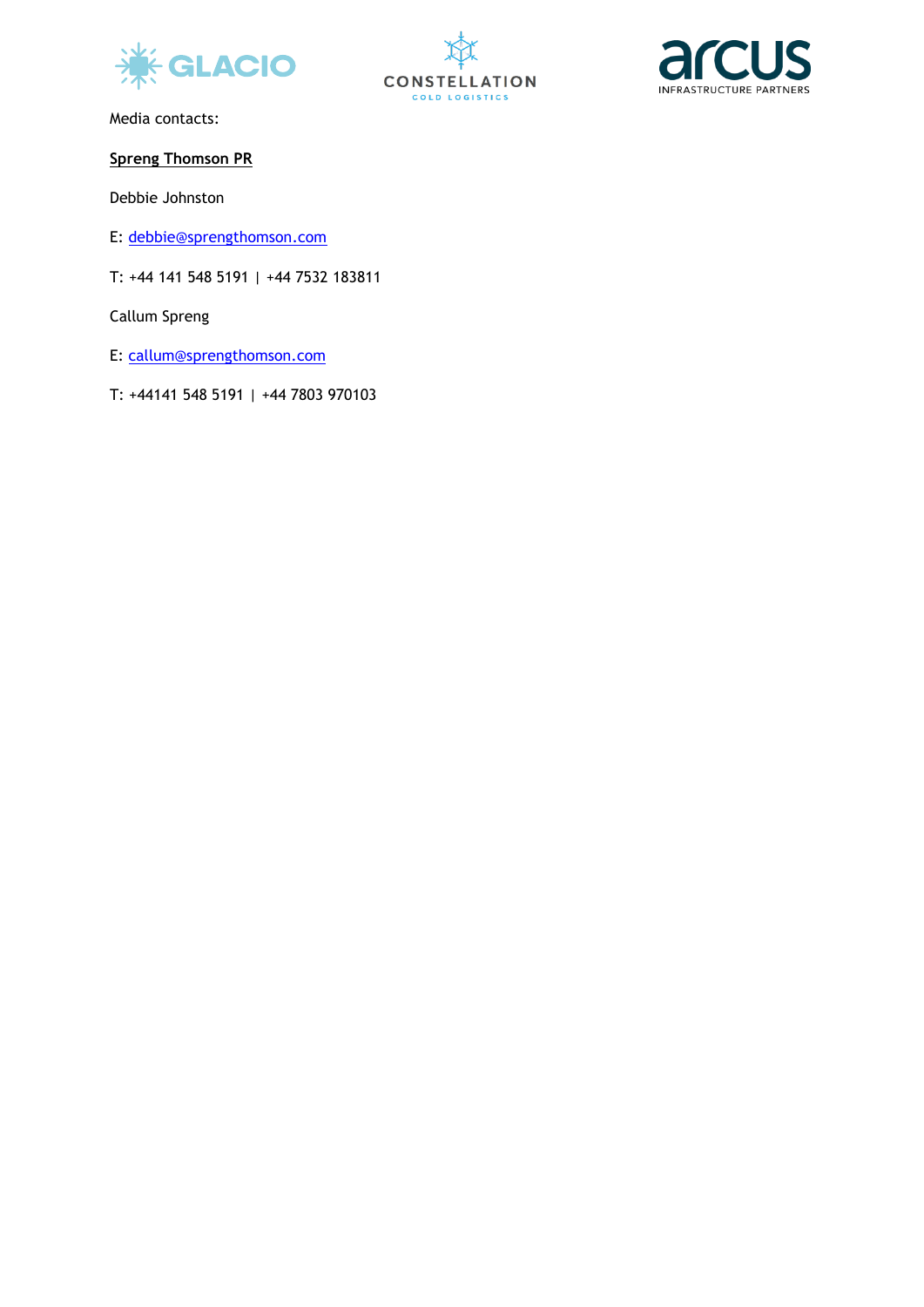Media contacts:

**Spreng Thomson PR**

Debbie Johnston

E: debbie@sprengthomson.com

T: +44 141 548 5191 | +44 7532 183811

Callum Spreng

E: callum@sprengthomson.com

T: +44141 548 5191 | +44 7803 970103